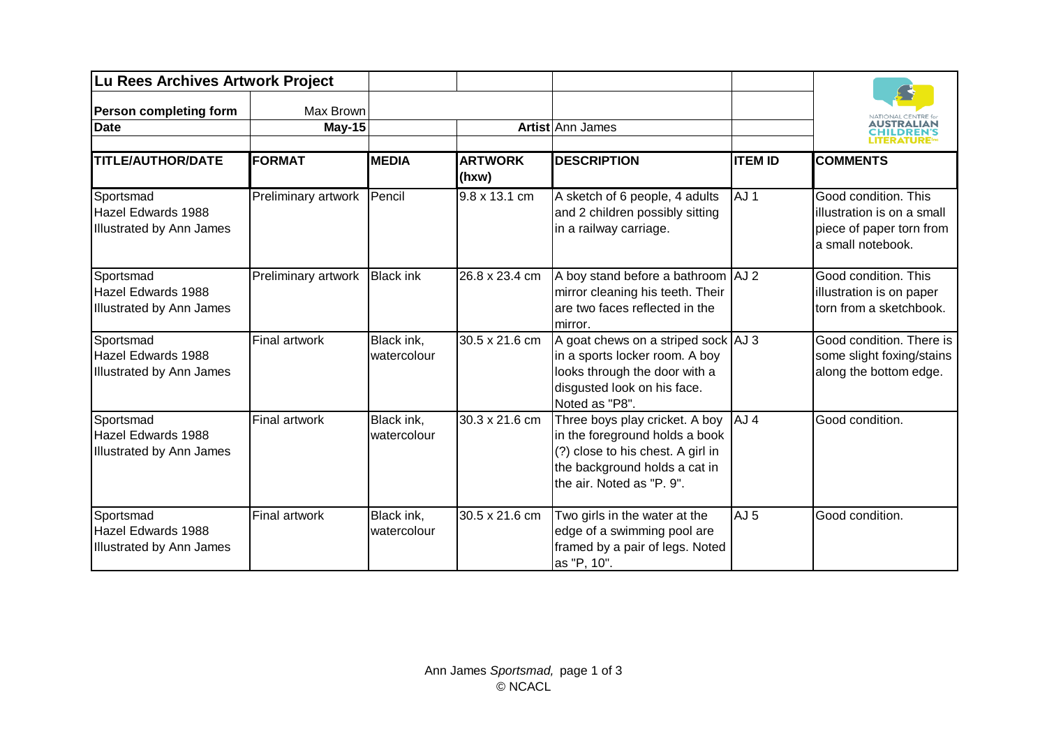| Lu Rees Archives Artwork Project | | | | | | |
|---|---|---|---|---|---|---|
| **Person completing form** | Max Brown | | | | | |
| **Date** | **May-15** | | | **Artist** Ann James | | |
| **TITLE/AUTHOR/DATE** | **FORMAT** | **MEDIA** | **ARTWORK (hxw)** | **DESCRIPTION** | **ITEM ID** | **COMMENTS** |
| Sportsmad Hazel Edwards 1988 Illustrated by Ann James | Preliminary artwork | Pencil | 9.8 x 13.1 cm | A sketch of 6 people, 4 adults and 2 children possibly sitting in a railway carriage. | AJ 1 | Good condition. This illustration is on a small piece of paper torn from a small notebook. |
| Sportsmad Hazel Edwards 1988 Illustrated by Ann James | Preliminary artwork | Black ink | 26.8 x 23.4 cm | A boy stand before a bathroom mirror cleaning his teeth. Their are two faces reflected in the mirror. | AJ 2 | Good condition. This illustration is on paper torn from a sketchbook. |
| Sportsmad Hazel Edwards 1988 Illustrated by Ann James | Final artwork | Black ink, watercolour | 30.5 x 21.6 cm | A goat chews on a striped sock in a sports locker room. A boy looks through the door with a disgusted look on his face. Noted as "P8". | AJ 3 | Good condition. There is some slight foxing/stains along the bottom edge. |
| Sportsmad Hazel Edwards 1988 Illustrated by Ann James | Final artwork | Black ink, watercolour | 30.3 x 21.6 cm | Three boys play cricket. A boy in the foreground holds a book (?) close to his chest. A girl in the background holds a cat in the air. Noted as "P. 9". | AJ 4 | Good condition. |
| Sportsmad Hazel Edwards 1988 Illustrated by Ann James | Final artwork | Black ink, watercolour | 30.5 x 21.6 cm | Two girls in the water at the edge of a swimming pool are framed by a pair of legs. Noted as "P, 10". | AJ 5 | Good condition. |

Ann James *Sportsmad,* page 1 of 3
© NCACL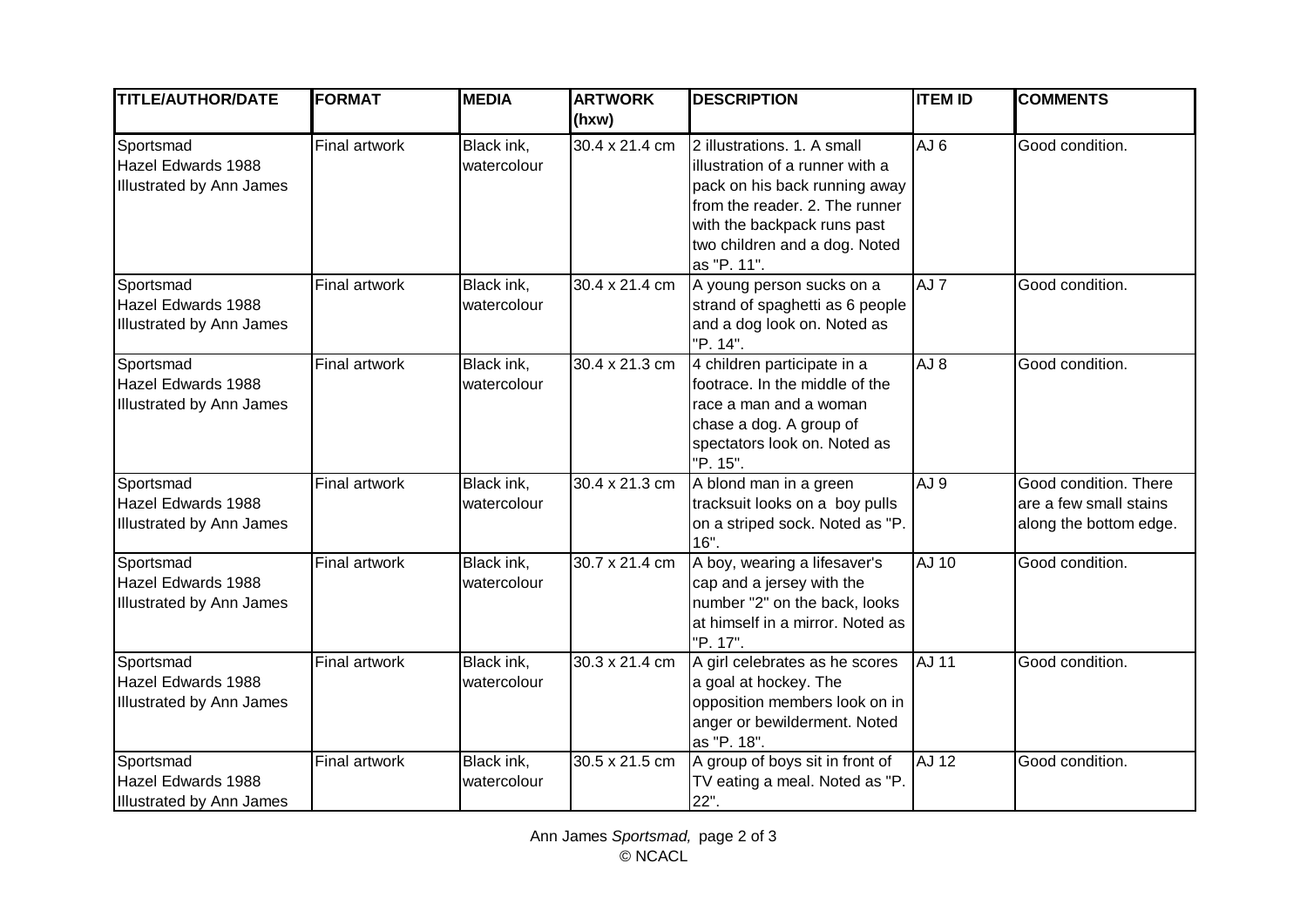| TITLE/AUTHOR/DATE | FORMAT | MEDIA | ARTWORK (hxw) | DESCRIPTION | ITEM ID | COMMENTS |
|---|---|---|---|---|---|---|
| Sportsmad Hazel Edwards 1988 Illustrated by Ann James | Final artwork | Black ink, watercolour | 30.4 x 21.4 cm | 2 illustrations. 1. A small illustration of a runner with a pack on his back running away from the reader. 2. The runner with the backpack runs past two children and a dog. Noted as "P. 11". | AJ 6 | Good condition. |
| Sportsmad Hazel Edwards 1988 Illustrated by Ann James | Final artwork | Black ink, watercolour | 30.4 x 21.4 cm | A young person sucks on a strand of spaghetti as 6 people and a dog look on. Noted as "P. 14". | AJ 7 | Good condition. |
| Sportsmad Hazel Edwards 1988 Illustrated by Ann James | Final artwork | Black ink, watercolour | 30.4 x 21.3 cm | 4 children participate in a footrace. In the middle of the race a man and a woman chase a dog. A group of spectators look on. Noted as "P. 15". | AJ 8 | Good condition. |
| Sportsmad Hazel Edwards 1988 Illustrated by Ann James | Final artwork | Black ink, watercolour | 30.4 x 21.3 cm | A blond man in a green tracksuit looks on a boy pulls on a striped sock. Noted as "P. 16". | AJ 9 | Good condition. There are a few small stains along the bottom edge. |
| Sportsmad Hazel Edwards 1988 Illustrated by Ann James | Final artwork | Black ink, watercolour | 30.7 x 21.4 cm | A boy, wearing a lifesaver's cap and a jersey with the number "2" on the back, looks at himself in a mirror. Noted as "P. 17". | AJ 10 | Good condition. |
| Sportsmad Hazel Edwards 1988 Illustrated by Ann James | Final artwork | Black ink, watercolour | 30.3 x 21.4 cm | A girl celebrates as he scores a goal at hockey. The opposition members look on in anger or bewilderment. Noted as "P. 18". | AJ 11 | Good condition. |
| Sportsmad Hazel Edwards 1988 Illustrated by Ann James | Final artwork | Black ink, watercolour | 30.5 x 21.5 cm | A group of boys sit in front of TV eating a meal. Noted as "P. 22". | AJ 12 | Good condition. |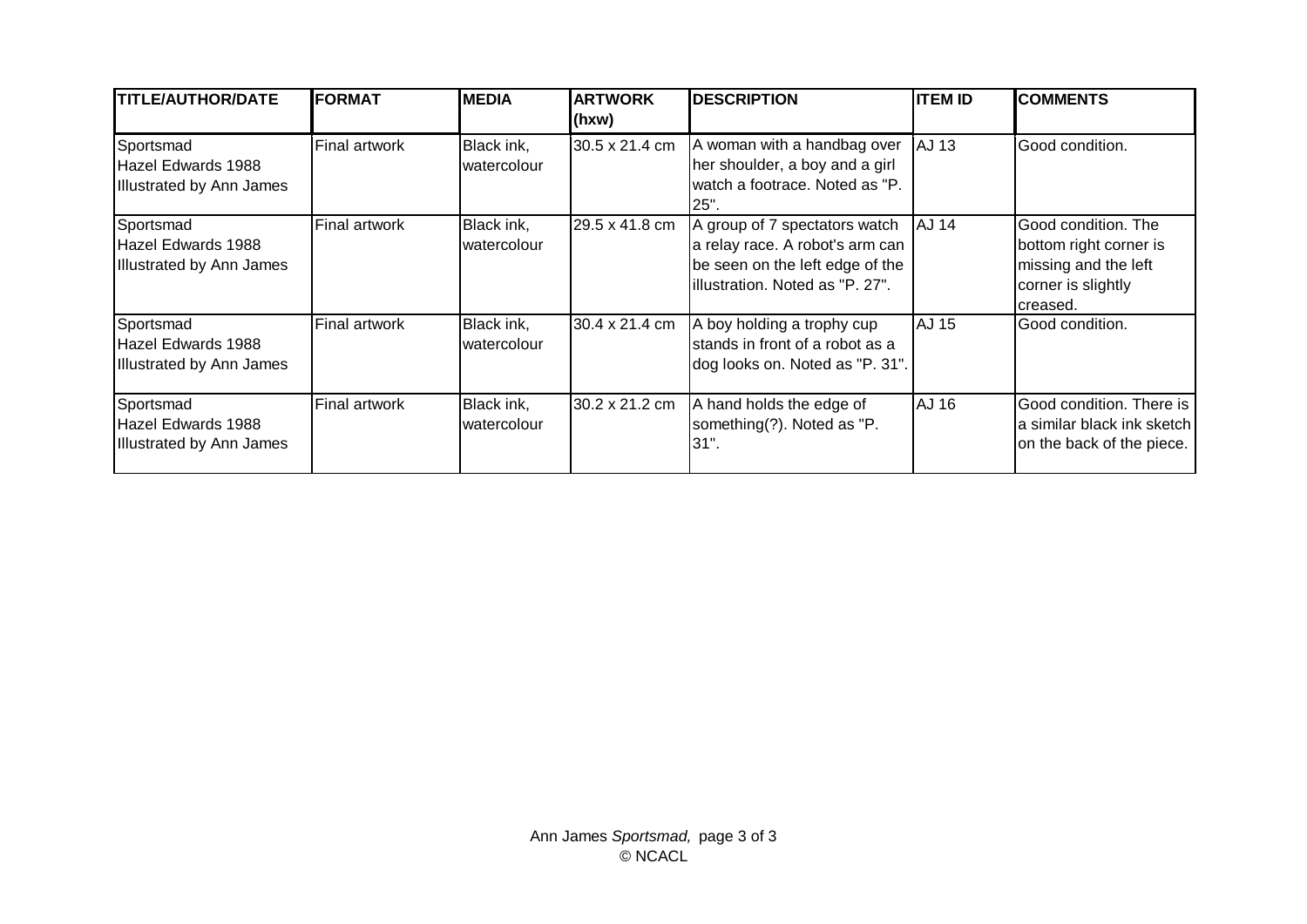| TITLE/AUTHOR/DATE | FORMAT | MEDIA | ARTWORK (hxw) | DESCRIPTION | ITEM ID | COMMENTS |
|---|---|---|---|---|---|---|
| Sportsmad Hazel Edwards 1988 Illustrated by Ann James | Final artwork | Black ink, watercolour | 30.5 x 21.4 cm | A woman with a handbag over her shoulder, a boy and a girl watch a footrace. Noted as "P. 25". | AJ 13 | Good condition. |
| Sportsmad Hazel Edwards 1988 Illustrated by Ann James | Final artwork | Black ink, watercolour | 29.5 x 41.8 cm | A group of 7 spectators watch a relay race. A robot's arm can be seen on the left edge of the illustration. Noted as "P. 27". | AJ 14 | Good condition. The bottom right corner is missing and the left corner is slightly creased. |
| Sportsmad Hazel Edwards 1988 Illustrated by Ann James | Final artwork | Black ink, watercolour | 30.4 x 21.4 cm | A boy holding a trophy cup stands in front of a robot as a dog looks on. Noted as "P. 31". | AJ 15 | Good condition. |
| Sportsmad Hazel Edwards 1988 Illustrated by Ann James | Final artwork | Black ink, watercolour | 30.2 x 21.2 cm | A hand holds the edge of something(?). Noted as "P. 31". | AJ 16 | Good condition. There is a similar black ink sketch on the back of the piece. |

Ann James *Sportsmad,* page 3 of 3
© NCACL